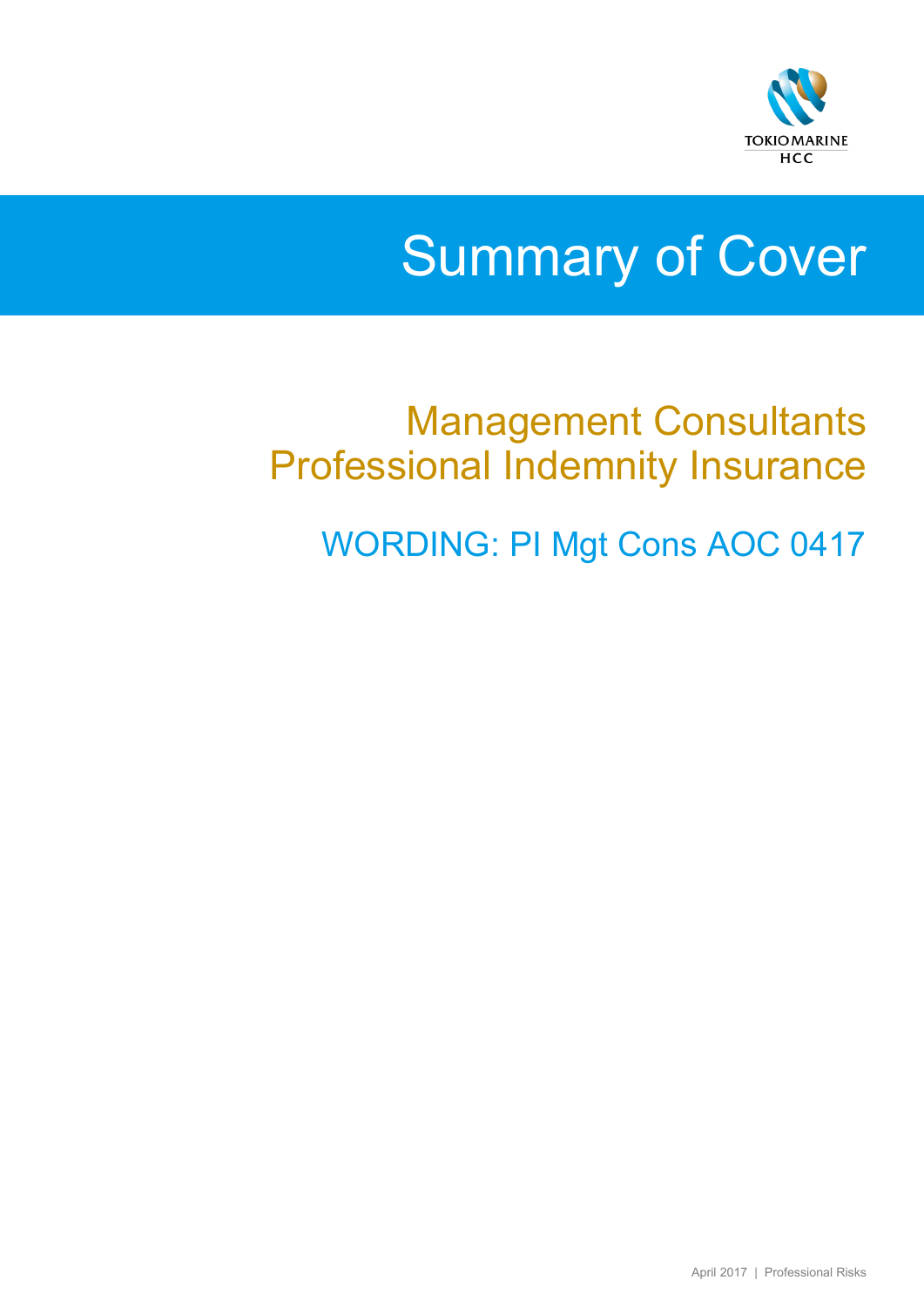TOKIO MARINE HCC

# Summary of Cover

## Management Consultants Professional Indemnity Insurance

### WORDING: PI Mgt Cons AOC 0417

April 2017 | Professional Risks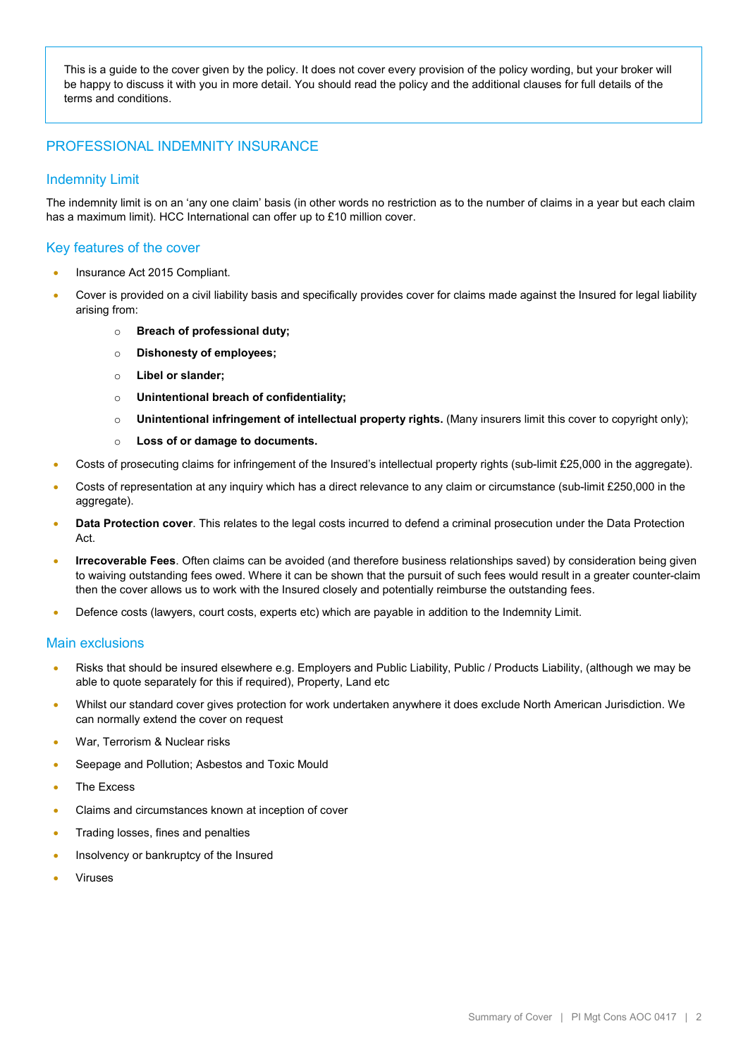This is a guide to the cover given by the policy. It does not cover every provision of the policy wording, but your broker will be happy to discuss it with you in more detail. You should read the policy and the additional clauses for full details of the terms and conditions.

## PROFESSIONAL INDEMNITY INSURANCE

### Indemnity Limit

The indemnity limit is on an 'any one claim' basis (in other words no restriction as to the number of claims in a year but each claim has a maximum limit). HCC International can offer up to £10 million cover.

### Key features of the cover

- Insurance Act 2015 Compliant.
- Cover is provided on a civil liability basis and specifically provides cover for claims made against the Insured for legal liability arising from:
    - **Breach of professional duty;**
    - **Dishonesty of employees;**
    - **Libel or slander;**
    - **Unintentional breach of confidentiality;**
    - **Unintentional infringement of intellectual property rights.** (Many insurers limit this cover to copyright only);
    - **Loss of or damage to documents.**
- Costs of prosecuting claims for infringement of the Insured's intellectual property rights (sub-limit £25,000 in the aggregate).
- Costs of representation at any inquiry which has a direct relevance to any claim or circumstance (sub-limit £250,000 in the aggregate).
- **Data Protection cover**. This relates to the legal costs incurred to defend a criminal prosecution under the Data Protection Act.
- **Irrecoverable Fees**. Often claims can be avoided (and therefore business relationships saved) by consideration being given to waiving outstanding fees owed. Where it can be shown that the pursuit of such fees would result in a greater counter-claim then the cover allows us to work with the Insured closely and potentially reimburse the outstanding fees.
- Defence costs (lawyers, court costs, experts etc) which are payable in addition to the Indemnity Limit.

### Main exclusions

- Risks that should be insured elsewhere e.g. Employers and Public Liability, Public / Products Liability, (although we may be able to quote separately for this if required), Property, Land etc
- Whilst our standard cover gives protection for work undertaken anywhere it does exclude North American Jurisdiction. We can normally extend the cover on request
- War, Terrorism & Nuclear risks
- Seepage and Pollution; Asbestos and Toxic Mould
- The Excess
- Claims and circumstances known at inception of cover
- Trading losses, fines and penalties
- Insolvency or bankruptcy of the Insured
- Viruses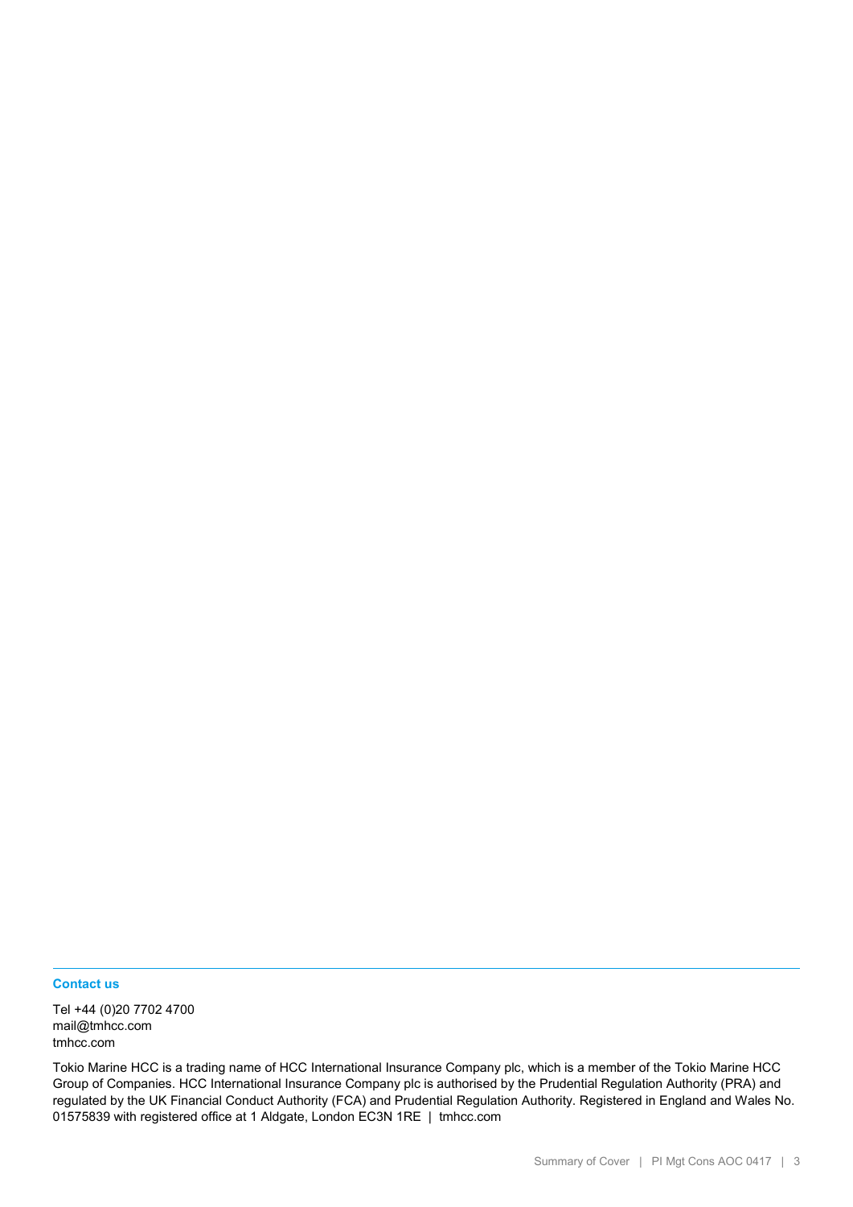## Contact us

Tel +44 (0)20 7702 4700
mail@tmhcc.com
tmhcc.com

Tokio Marine HCC is a trading name of HCC International Insurance Company plc, which is a member of the Tokio Marine HCC Group of Companies. HCC International Insurance Company plc is authorised by the Prudential Regulation Authority (PRA) and regulated by the UK Financial Conduct Authority (FCA) and Prudential Regulation Authority. Registered in England and Wales No. 01575839 with registered office at 1 Aldgate, London EC3N 1RE | tmhcc.com